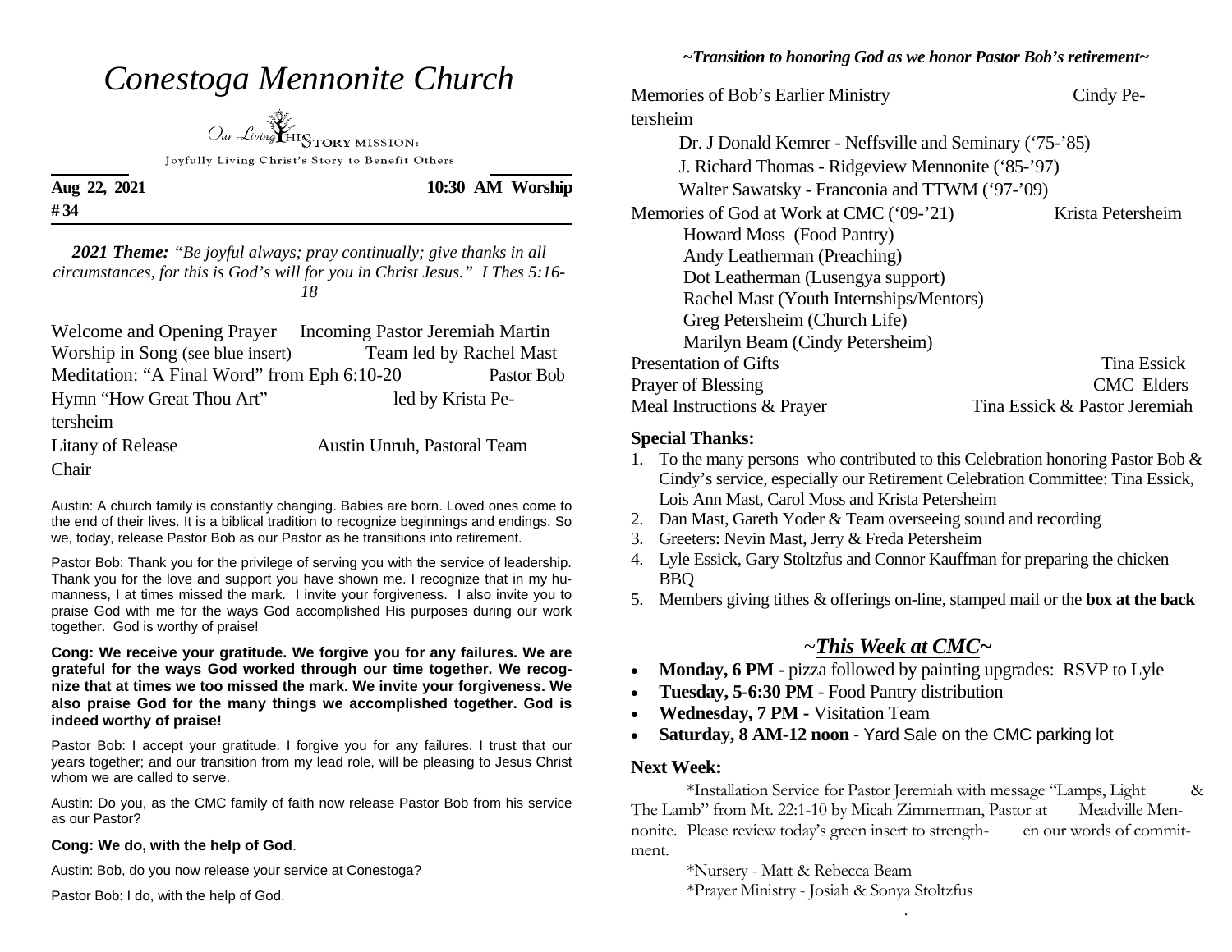# *Conestoga Mennonite Church*

Our Living HIStory MISSION:

Joyfully Living Christ's Story to Benefit Others

**Aug 22, 2021** **10:30 AM Worship**

**# 34**

*__2021 Theme:__ "Be joyful always; pray continually; give thanks in all circumstances, for this is God's will for you in Christ Jesus." I Thes 5:16-18*

Welcome and Opening Prayer — Incoming Pastor Jeremiah Martin

Worship in Song (see blue insert) — Team led by Rachel Mast

Meditation: "A Final Word" from Eph 6:10-20 — Pastor Bob

Hymn "How Great Thou Art" — led by Krista Petersheim

Litany of Release — Austin Unruh, Pastoral Team Chair

Austin: A church family is constantly changing. Babies are born. Loved ones come to the end of their lives. It is a biblical tradition to recognize beginnings and endings. So we, today, release Pastor Bob as our Pastor as he transitions into retirement.

Pastor Bob: Thank you for the privilege of serving you with the service of leadership. Thank you for the love and support you have shown me. I recognize that in my humanness, I at times missed the mark. I invite your forgiveness. I also invite you to praise God with me for the ways God accomplished His purposes during our work together. God is worthy of praise!

**Cong: We receive your gratitude. We forgive you for any failures. We are grateful for the ways God worked through our time together. We recognize that at times we too missed the mark. We invite your forgiveness. We also praise God for the many things we accomplished together. God is indeed worthy of praise!**

Pastor Bob: I accept your gratitude. I forgive you for any failures. I trust that our years together; and our transition from my lead role, will be pleasing to Jesus Christ whom we are called to serve.

Austin: Do you, as the CMC family of faith now release Pastor Bob from his service as our Pastor?

**Cong: We do, with the help of God**.

Austin: Bob, do you now release your service at Conestoga?

Pastor Bob: I do, with the help of God.

***~Transition to honoring God as we honor Pastor Bob's retirement~***

Memories of Bob's Earlier Ministry — Cindy Petersheim

- Dr. J Donald Kemrer - Neffsville and Seminary ('75-'85)
- J. Richard Thomas - Ridgeview Mennonite ('85-'97)
- Walter Sawatsky - Franconia and TTWM ('97-'09)

Memories of God at Work at CMC ('09-'21) — Krista Petersheim

- Howard Moss (Food Pantry)
- Andy Leatherman (Preaching)
- Dot Leatherman (Lusengya support)
- Rachel Mast (Youth Internships/Mentors)
- Greg Petersheim (Church Life)
- Marilyn Beam (Cindy Petersheim)

Presentation of Gifts — Tina Essick

Prayer of Blessing — CMC Elders

Meal Instructions & Prayer — Tina Essick & Pastor Jeremiah

**Special Thanks:**

1. To the many persons who contributed to this Celebration honoring Pastor Bob & Cindy's service, especially our Retirement Celebration Committee: Tina Essick, Lois Ann Mast, Carol Moss and Krista Petersheim
2. Dan Mast, Gareth Yoder & Team overseeing sound and recording
3. Greeters: Nevin Mast, Jerry & Freda Petersheim
4. Lyle Essick, Gary Stoltzfus and Connor Kauffman for preparing the chicken BBQ
5. Members giving tithes & offerings on-line, stamped mail or the **box at the back**

## ~*__This Week at CMC__*~

- **Monday, 6 PM -** pizza followed by painting upgrades: RSVP to Lyle
- **Tuesday, 5-6:30 PM** - Food Pantry distribution
- **Wednesday, 7 PM -** Visitation Team
- **Saturday, 8 AM-12 noon** - Yard Sale on the CMC parking lot

**Next Week:**

\*Installation Service for Pastor Jeremiah with message "Lamps, Light & The Lamb" from Mt. 22:1-10 by Micah Zimmerman, Pastor at Meadville Mennonite. Please review today's green insert to strengthen our words of commitment.

\*Nursery - Matt & Rebecca Beam

\*Prayer Ministry - Josiah & Sonya Stoltzfus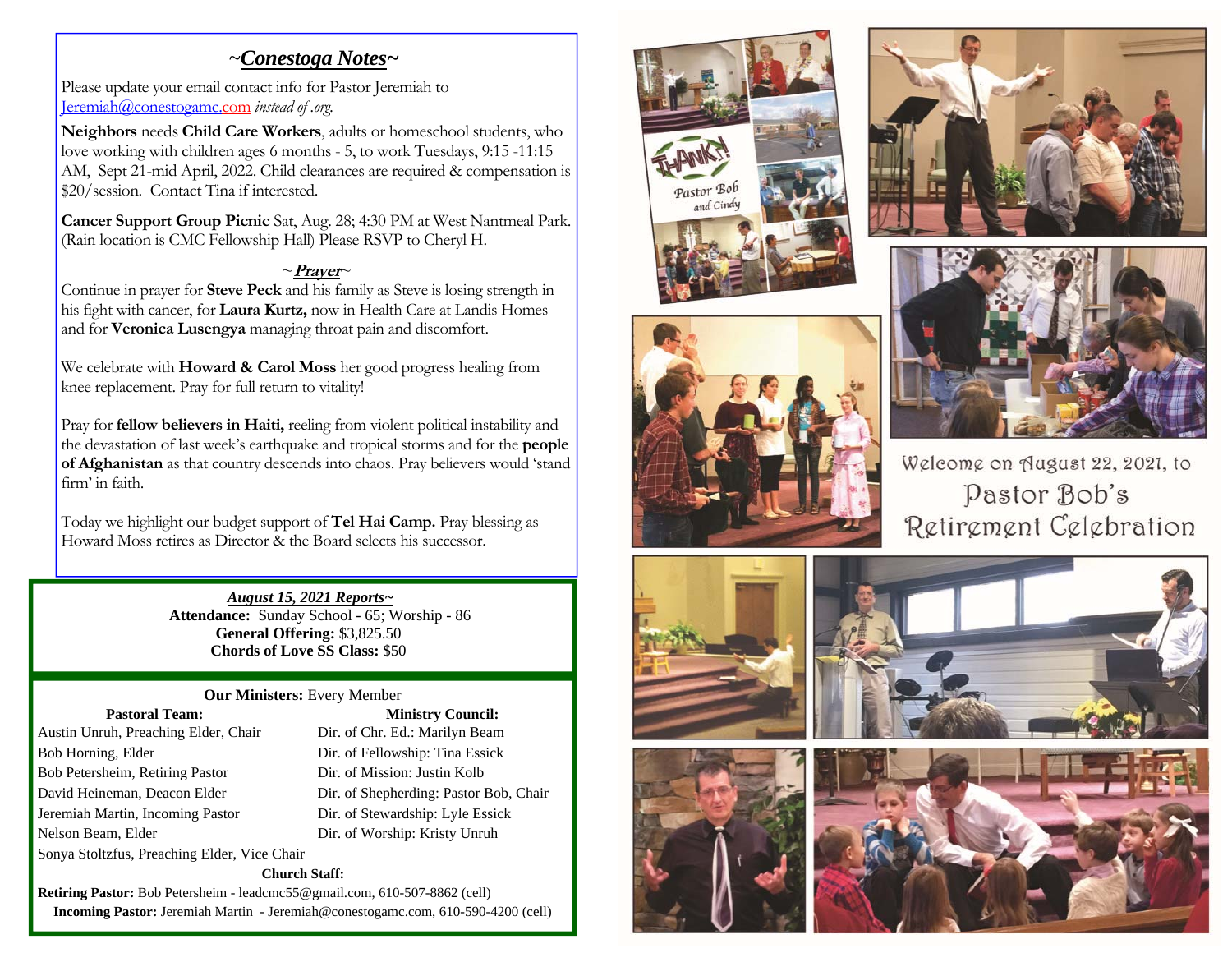## ~*Conestoga Notes*~

Please update your email contact info for Pastor Jeremiah to Jeremiah@conestogamc.com *instead of .org.*

**Neighbors** needs **Child Care Workers**, adults or homeschool students, who love working with children ages 6 months - 5, to work Tuesdays, 9:15 -11:15 AM, Sept 21-mid April, 2022. Child clearances are required & compensation is $20/session. Contact Tina if interested.

**Cancer Support Group Picnic** Sat, Aug. 28; 4:30 PM at West Nantmeal Park. (Rain location is CMC Fellowship Hall) Please RSVP to Cheryl H.

### ~*Prayer*~

Continue in prayer for **Steve Peck** and his family as Steve is losing strength in his fight with cancer, for **Laura Kurtz,** now in Health Care at Landis Homes and for **Veronica Lusengya** managing throat pain and discomfort.

We celebrate with **Howard & Carol Moss** her good progress healing from knee replacement. Pray for full return to vitality!

Pray for **fellow believers in Haiti,** reeling from violent political instability and the devastation of last week's earthquake and tropical storms and for the **people of Afghanistan** as that country descends into chaos. Pray believers would 'stand firm' in faith.

Today we highlight our budget support of **Tel Hai Camp.** Pray blessing as Howard Moss retires as Director & the Board selects his successor.

### *August 15, 2021 Reports~*

**Attendance:** Sunday School - 65; Worship - 86
**General Offering:** $3,825.50
**Chords of Love SS Class:** $50

**Our Ministers:** Every Member

**Pastoral Team:**
- Austin Unruh, Preaching Elder, Chair
- Bob Horning, Elder
- Bob Petersheim, Retiring Pastor
- David Heineman, Deacon Elder
- Jeremiah Martin, Incoming Pastor
- Nelson Beam, Elder
- Sonya Stoltzfus, Preaching Elder, Vice Chair

**Ministry Council:**
- Dir. of Chr. Ed.: Marilyn Beam
- Dir. of Fellowship: Tina Essick
- Dir. of Mission: Justin Kolb
- Dir. of Shepherding: Pastor Bob, Chair
- Dir. of Stewardship: Lyle Essick
- Dir. of Worship: Kristy Unruh

**Church Staff:**
**Retiring Pastor:** Bob Petersheim - leadcmc55@gmail.com, 610-507-8862 (cell)
**Incoming Pastor:** Jeremiah Martin - Jeremiah@conestogamc.com, 610-590-4200 (cell)

Welcome on August 22, 2021, to
Pastor Bob's
Retirement Celebration